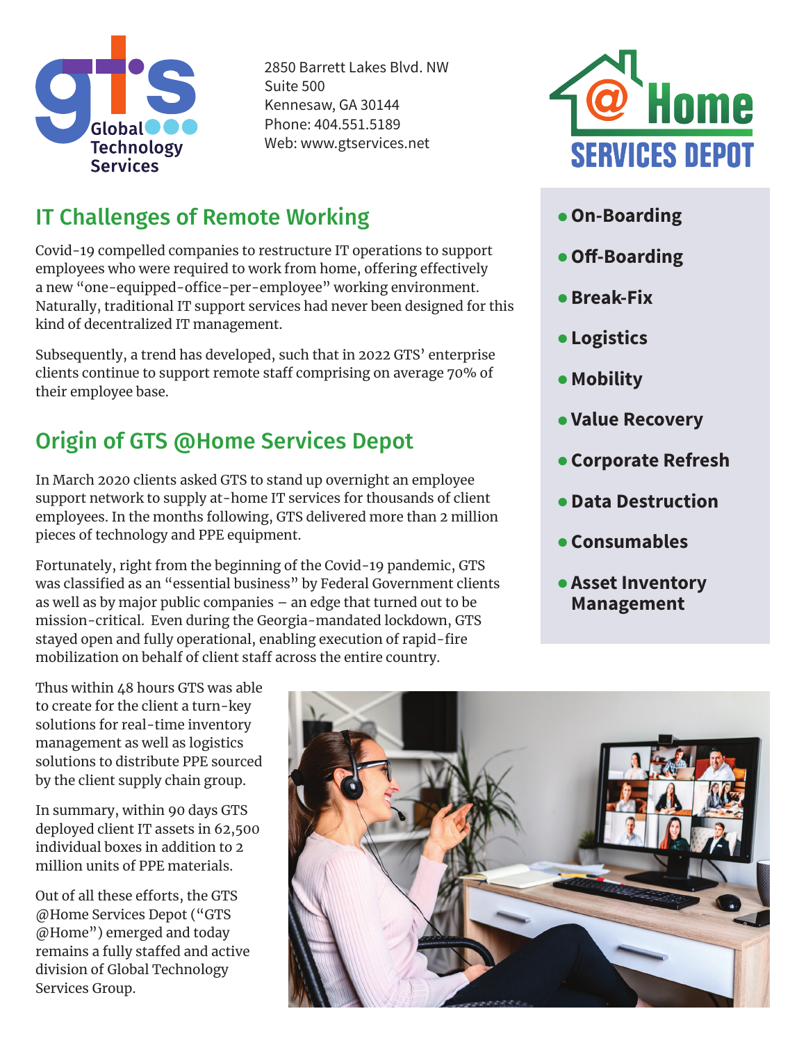Global Technology Services

2850 Barrett Lakes Blvd. NW
Suite 500
Kennesaw, GA 30144
Phone: 404.551.5189
Web: www.gtservices.net

@Home SERVICES DEPOT

## IT Challenges of Remote Working

Covid-19 compelled companies to restructure IT operations to support employees who were required to work from home, offering effectively a new "one-equipped-office-per-employee" working environment. Naturally, traditional IT support services had never been designed for this kind of decentralized IT management.

Subsequently, a trend has developed, such that in 2022 GTS' enterprise clients continue to support remote staff comprising on average 70% of their employee base.

## Origin of GTS @Home Services Depot

In March 2020 clients asked GTS to stand up overnight an employee support network to supply at-home IT services for thousands of client employees. In the months following, GTS delivered more than 2 million pieces of technology and PPE equipment.

Fortunately, right from the beginning of the Covid-19 pandemic, GTS was classified as an "essential business" by Federal Government clients as well as by major public companies – an edge that turned out to be mission-critical. Even during the Georgia-mandated lockdown, GTS stayed open and fully operational, enabling execution of rapid-fire mobilization on behalf of client staff across the entire country.

Thus within 48 hours GTS was able to create for the client a turn-key solutions for real-time inventory management as well as logistics solutions to distribute PPE sourced by the client supply chain group.

In summary, within 90 days GTS deployed client IT assets in 62,500 individual boxes in addition to 2 million units of PPE materials.

Out of all these efforts, the GTS @Home Services Depot ("GTS @Home") emerged and today remains a fully staffed and active division of Global Technology Services Group.

- **On-Boarding**
- **Off-Boarding**
- **Break-Fix**
- **Logistics**
- **Mobility**
- **Value Recovery**
- **Corporate Refresh**
- **Data Destruction**
- **Consumables**
- **Asset Inventory Management**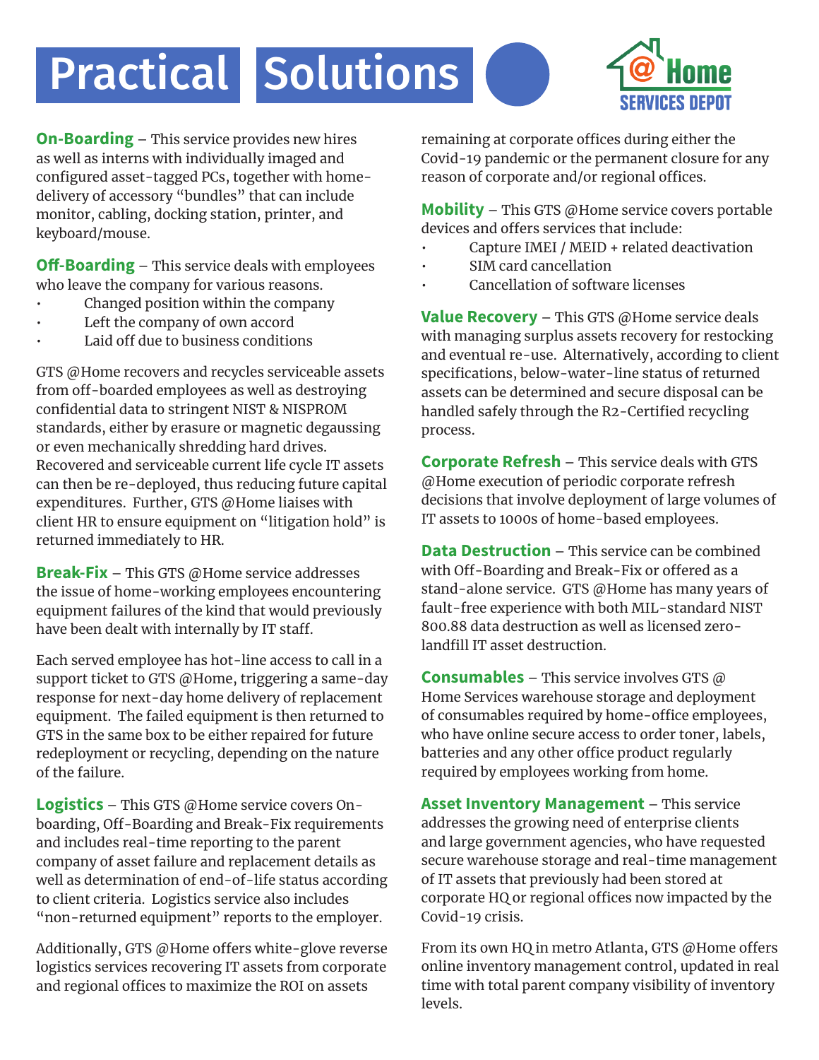# Practical Solutions

@Home SERVICES DEPOT

**On-Boarding** – This service provides new hires as well as interns with individually imaged and configured asset-tagged PCs, together with home-delivery of accessory "bundles" that can include monitor, cabling, docking station, printer, and keyboard/mouse.

**Off-Boarding** – This service deals with employees who leave the company for various reasons.

- Changed position within the company
- Left the company of own accord
- Laid off due to business conditions

GTS @Home recovers and recycles serviceable assets from off-boarded employees as well as destroying confidential data to stringent NIST & NISPROM standards, either by erasure or magnetic degaussing or even mechanically shredding hard drives. Recovered and serviceable current life cycle IT assets can then be re-deployed, thus reducing future capital expenditures. Further, GTS @Home liaises with client HR to ensure equipment on "litigation hold" is returned immediately to HR.

**Break-Fix** – This GTS @Home service addresses the issue of home-working employees encountering equipment failures of the kind that would previously have been dealt with internally by IT staff.

Each served employee has hot-line access to call in a support ticket to GTS @Home, triggering a same-day response for next-day home delivery of replacement equipment. The failed equipment is then returned to GTS in the same box to be either repaired for future redeployment or recycling, depending on the nature of the failure.

**Logistics** – This GTS @Home service covers On-boarding, Off-Boarding and Break-Fix requirements and includes real-time reporting to the parent company of asset failure and replacement details as well as determination of end-of-life status according to client criteria. Logistics service also includes "non-returned equipment" reports to the employer.

Additionally, GTS @Home offers white-glove reverse logistics services recovering IT assets from corporate and regional offices to maximize the ROI on assets remaining at corporate offices during either the Covid-19 pandemic or the permanent closure for any reason of corporate and/or regional offices.

**Mobility** – This GTS @Home service covers portable devices and offers services that include:

- Capture IMEI / MEID + related deactivation
- SIM card cancellation
- Cancellation of software licenses

**Value Recovery** – This GTS @Home service deals with managing surplus assets recovery for restocking and eventual re-use. Alternatively, according to client specifications, below-water-line status of returned assets can be determined and secure disposal can be handled safely through the R2-Certified recycling process.

**Corporate Refresh** – This service deals with GTS @Home execution of periodic corporate refresh decisions that involve deployment of large volumes of IT assets to 1000s of home-based employees.

**Data Destruction** – This service can be combined with Off-Boarding and Break-Fix or offered as a stand-alone service. GTS @Home has many years of fault-free experience with both MIL-standard NIST 800.88 data destruction as well as licensed zero-landfill IT asset destruction.

**Consumables** – This service involves GTS @ Home Services warehouse storage and deployment of consumables required by home-office employees, who have online secure access to order toner, labels, batteries and any other office product regularly required by employees working from home.

**Asset Inventory Management** – This service addresses the growing need of enterprise clients and large government agencies, who have requested secure warehouse storage and real-time management of IT assets that previously had been stored at corporate HQ or regional offices now impacted by the Covid-19 crisis.

From its own HQ in metro Atlanta, GTS @Home offers online inventory management control, updated in real time with total parent company visibility of inventory levels.